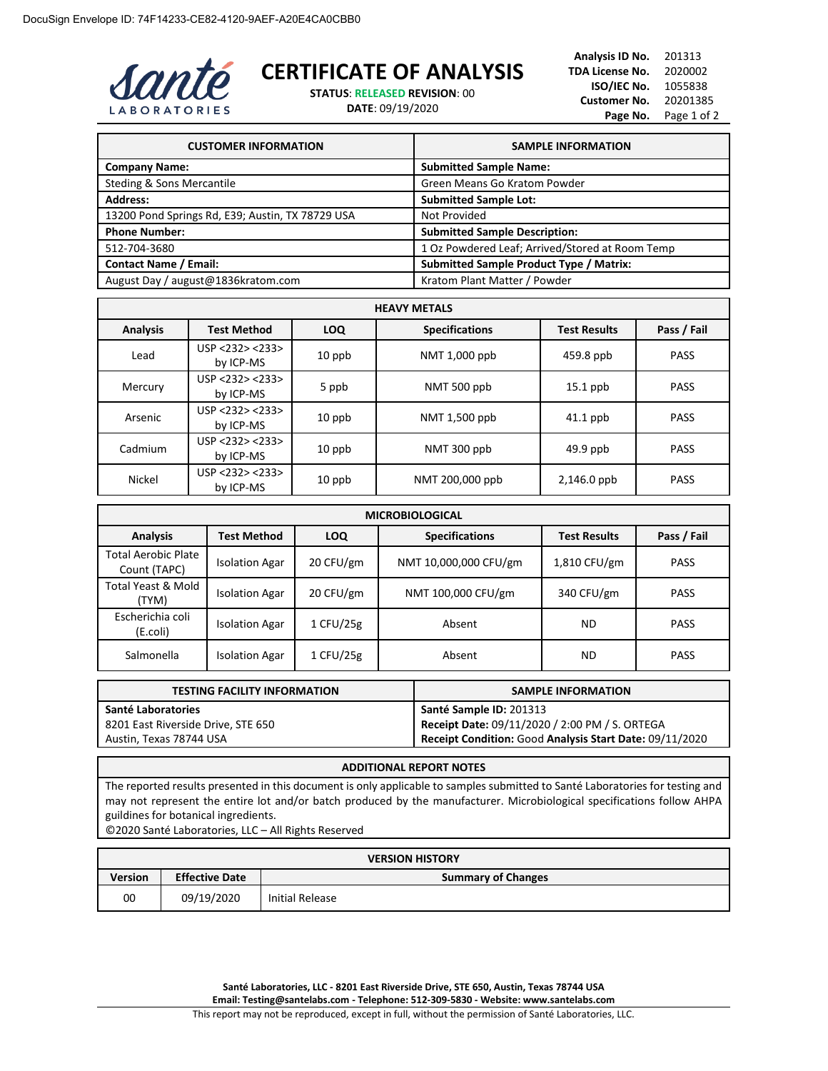DocuSign Envelope ID: 74F14233-CE82-4120-9AEF-A20E4CA0CBB0

Santé LABORATORIES

# CERTIFICATE OF ANALYSIS

**STATUS**: RELEASED **REVISION**: 00
**DATE**: 09/19/2020

**Analysis ID No.** 201313
**TDA License No.** 2020002
**ISO/IEC No.** 1055838
**Customer No.** 20201385
**Page No.** Page 1 of 2

| CUSTOMER INFORMATION | SAMPLE INFORMATION |
|---|---|
| **Company Name:** | **Submitted Sample Name:** |
| Steding & Sons Mercantile | Green Means Go Kratom Powder |
| **Address:** | **Submitted Sample Lot:** |
| 13200 Pond Springs Rd, E39; Austin, TX 78729 USA | Not Provided |
| **Phone Number:** | **Submitted Sample Description:** |
| 512-704-3680 | 1 Oz Powdered Leaf; Arrived/Stored at Room Temp |
| **Contact Name / Email:** | **Submitted Sample Product Type / Matrix:** |
| August Day / august@1836kratom.com | Kratom Plant Matter / Powder |

**HEAVY METALS**

| Analysis | Test Method | LOQ | Specifications | Test Results | Pass / Fail |
|---|---|---|---|---|---|
| Lead | USP <232> <233> by ICP-MS | 10 ppb | NMT 1,000 ppb | 459.8 ppb | PASS |
| Mercury | USP <232> <233> by ICP-MS | 5 ppb | NMT 500 ppb | 15.1 ppb | PASS |
| Arsenic | USP <232> <233> by ICP-MS | 10 ppb | NMT 1,500 ppb | 41.1 ppb | PASS |
| Cadmium | USP <232> <233> by ICP-MS | 10 ppb | NMT 300 ppb | 49.9 ppb | PASS |
| Nickel | USP <232> <233> by ICP-MS | 10 ppb | NMT 200,000 ppb | 2,146.0 ppb | PASS |

**MICROBIOLOGICAL**

| Analysis | Test Method | LOQ | Specifications | Test Results | Pass / Fail |
|---|---|---|---|---|---|
| Total Aerobic Plate Count (TAPC) | Isolation Agar | 20 CFU/gm | NMT 10,000,000 CFU/gm | 1,810 CFU/gm | PASS |
| Total Yeast & Mold (TYM) | Isolation Agar | 20 CFU/gm | NMT 100,000 CFU/gm | 340 CFU/gm | PASS |
| Escherichia coli (E.coli) | Isolation Agar | 1 CFU/25g | Absent | ND | PASS |
| Salmonella | Isolation Agar | 1 CFU/25g | Absent | ND | PASS |

| TESTING FACILITY INFORMATION | SAMPLE INFORMATION |
|---|---|
| **Santé Laboratories** | **Santé Sample ID:** 201313 |
| 8201 East Riverside Drive, STE 650 | **Receipt Date:** 09/11/2020 / 2:00 PM / S. ORTEGA |
| Austin, Texas 78744 USA | **Receipt Condition:** Good **Analysis Start Date:** 09/11/2020 |

**ADDITIONAL REPORT NOTES**

The reported results presented in this document is only applicable to samples submitted to Santé Laboratories for testing and may not represent the entire lot and/or batch produced by the manufacturer. Microbiological specifications follow AHPA guildines for botanical ingredients.
©2020 Santé Laboratories, LLC – All Rights Reserved

**VERSION HISTORY**

| Version | Effective Date | Summary of Changes |
|---|---|---|
| 00 | 09/19/2020 | Initial Release |

**Santé Laboratories, LLC - 8201 East Riverside Drive, STE 650, Austin, Texas 78744 USA**
**Email: Testing@santelabs.com - Telephone: 512-309-5830 - Website: www.santelabs.com**
This report may not be reproduced, except in full, without the permission of Santé Laboratories, LLC.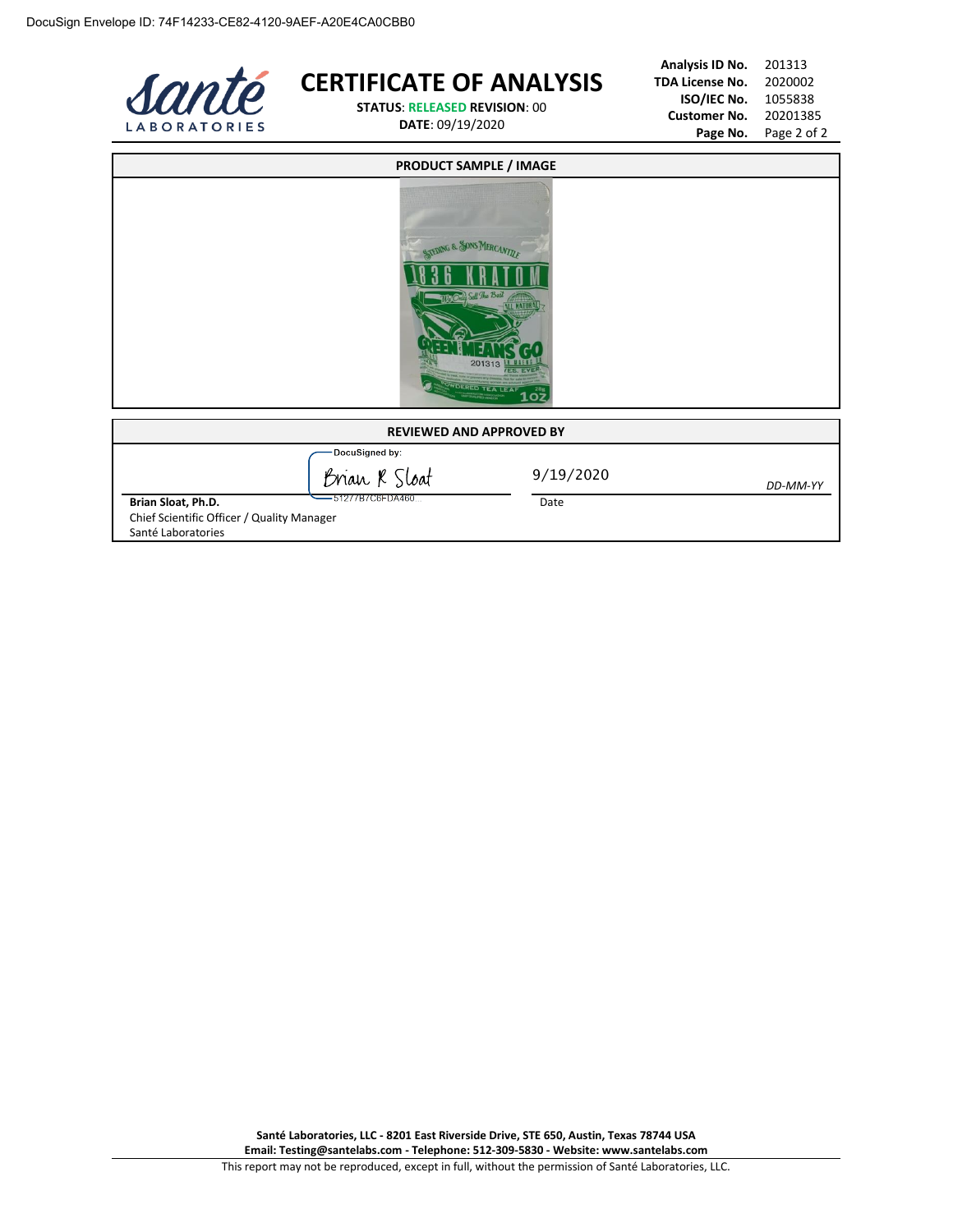DocuSign Envelope ID: 74F14233-CE82-4120-9AEF-A20E4CA0CBB0

Santé LABORATORIES

# CERTIFICATE OF ANALYSIS

**STATUS**: RELEASED **REVISION**: 00
**DATE**: 09/19/2020

| | |
|---|---|
| **Analysis ID No.** | 201313 |
| **TDA License No.** | 2020002 |
| **ISO/IEC No.** | 1055838 |
| **Customer No.** | 20201385 |
| **Page No.** | Page 2 of 2 |

**PRODUCT SAMPLE / IMAGE**

**REVIEWED AND APPROVED BY**

DocuSigned by:
Brian R Sloat
51277B7C6FDA460...

**Brian Sloat, Ph.D.**
Chief Scientific Officer / Quality Manager
Santé Laboratories

9/19/2020
Date

*DD-MM-YY*

**Santé Laboratories, LLC - 8201 East Riverside Drive, STE 650, Austin, Texas 78744 USA**
**Email: Testing@santelabs.com - Telephone: 512-309-5830 - Website: www.santelabs.com**
This report may not be reproduced, except in full, without the permission of Santé Laboratories, LLC.